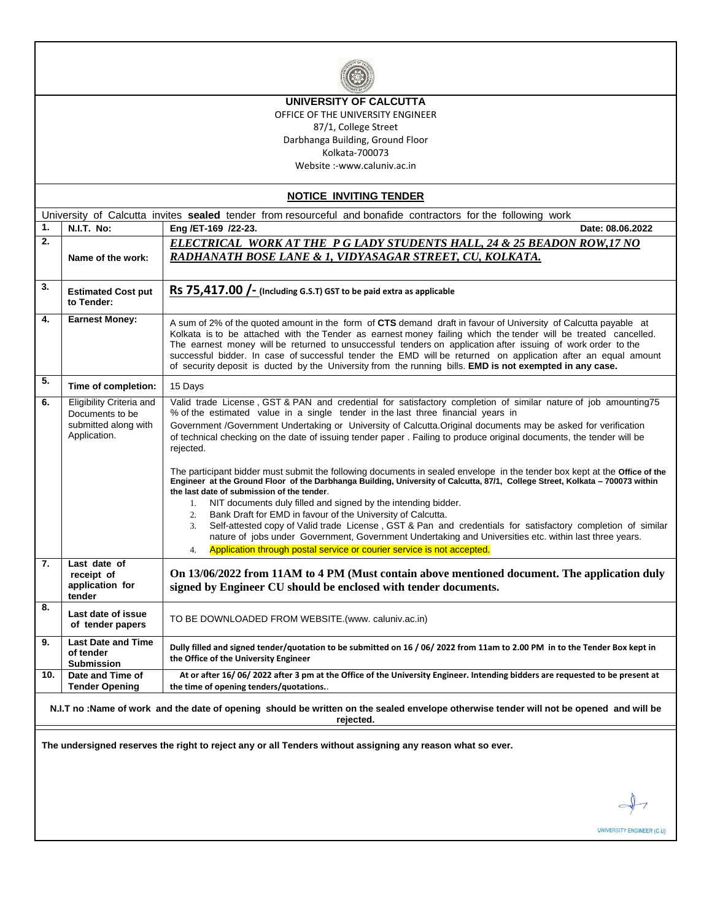**UNIVERSITY OF CALCUTTA**

OFFICE OF THE UNIVERSITY ENGINEER

87/1, College Street

Darbhanga Building, Ground Floor

Kolkata-700073

Website :-www.caluniv.ac.in

## NOTICE INVITING TENDER

University of Calcutta invites **sealed** tender from resourceful and bonafide contractors for the following work

| | | |
|---|---|---|
| **1.** | **N.I.T. No:** | **Eng /ET-169 /22-23.** **Date: 08.06.2022** |
| **2.** | **Name of the work:** | ***ELECTRICAL WORK AT THE P G LADY STUDENTS HALL, 24 & 25 BEADON ROW,17 NO RADHANATH BOSE LANE & 1, VIDYASAGAR STREET, CU, KOLKATA.*** |
| **3.** | **Estimated Cost put to Tender:** | **Rs 75,417.00 /-** **(Including G.S.T) GST to be paid extra as applicable** |
| **4.** | **Earnest Money:** | A sum of 2% of the quoted amount in the form of **CTS** demand draft in favour of University of Calcutta payable at Kolkata is to be attached with the Tender as earnest money failing which the tender will be treated cancelled. The earnest money will be returned to unsuccessful tenders on application after issuing of work order to the successful bidder. In case of successful tender the EMD will be returned on application after an equal amount of security deposit is ducted by the University from the running bills. **EMD is not exempted in any case.** |
| **5.** | **Time of completion:** | 15 Days |
| **6.** | Eligibility Criteria and Documents to be submitted along with Application. | Valid trade License , GST & PAN and credential for satisfactory completion of similar nature of job amounting75 % of the estimated value in a single tender in the last three financial years in Government /Government Undertaking or University of Calcutta.Original documents may be asked for verification of technical checking on the date of issuing tender paper . Failing to produce original documents, the tender will be rejected.<br><br>The participant bidder must submit the following documents in sealed envelope in the tender box kept at the **Office of the Engineer at the Ground Floor of the Darbhanga Building, University of Calcutta, 87/1, College Street, Kolkata – 700073 within the last date of submission of the tender**.<br>1. NIT documents duly filled and signed by the intending bidder.<br>2. Bank Draft for EMD in favour of the University of Calcutta.<br>3. Self-attested copy of Valid trade License , GST & Pan and credentials for satisfactory completion of similar nature of jobs under Government, Government Undertaking and Universities etc. within last three years.<br>4. Application through postal service or courier service is not accepted. |
| **7.** | **Last date of receipt of application for tender** | **On 13/06/2022 from 11AM to 4 PM (Must contain above mentioned document. The application duly signed by Engineer CU should be enclosed with tender documents.** |
| **8.** | **Last date of issue of tender papers** | TO BE DOWNLOADED FROM WEBSITE.(www. caluniv.ac.in) |
| **9.** | **Last Date and Time of tender Submission** | **Dully filled and signed tender/quotation to be submitted on 16 / 06/ 2022 from 11am to 2.00 PM in to the Tender Box kept in the Office of the University Engineer** |
| **10.** | **Date and Time of Tender Opening** | **At or after 16/ 06/ 2022 after 3 pm at the Office of the University Engineer. Intending bidders are requested to be present at the time of opening tenders/quotations.**. |

**N.I.T no :Name of work and the date of opening should be written on the sealed envelope otherwise tender will not be opened and will be rejected.**

**The undersigned reserves the right to reject any or all Tenders without assigning any reason what so ever.**

UNIVERSITY ENGINEER (C.U)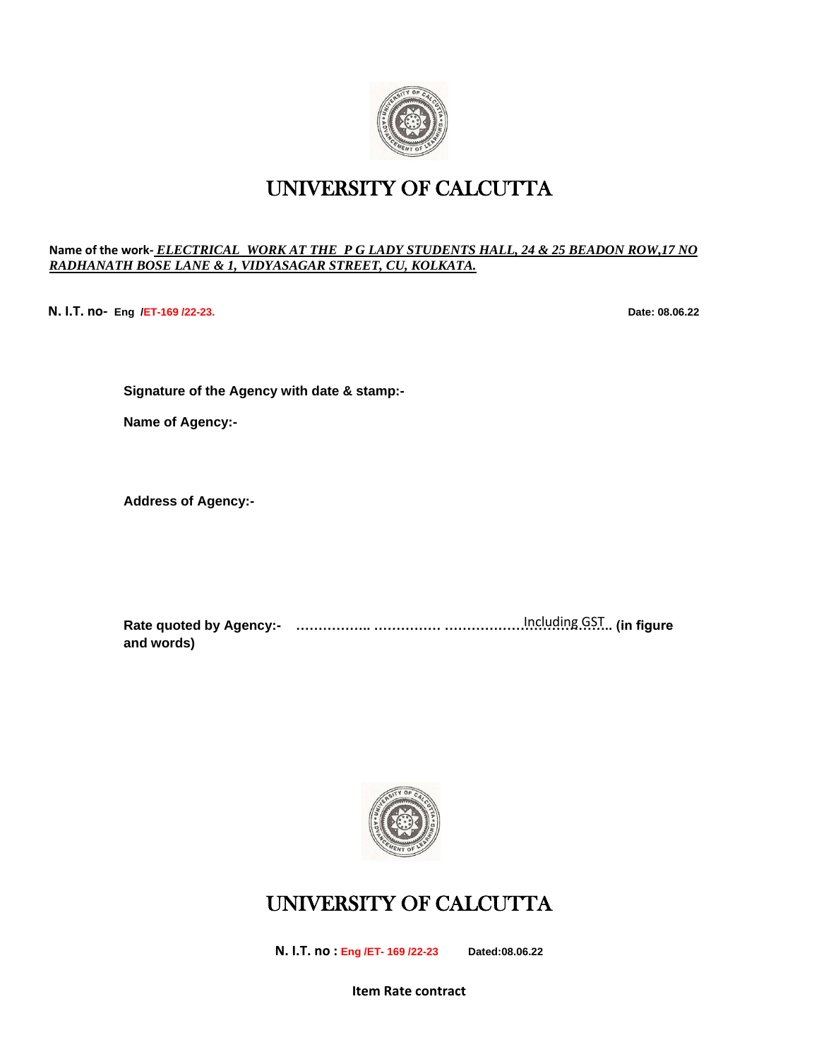# UNIVERSITY OF CALCUTTA

**Name of the work-** ***ELECTRICAL WORK AT THE P G LADY STUDENTS HALL, 24 & 25 BEADON ROW,17 NO RADHANATH BOSE LANE & 1, VIDYASAGAR STREET, CU, KOLKATA.***

**N. I.T. no- Eng /ET-169 /22-23.** **Date: 08.06.22**

**Signature of the Agency with date & stamp:-**

**Name of Agency:-**

**Address of Agency:-**

**Rate quoted by Agency:- …………….. …………… ……………………………….. (in figure and words)** Including GST

# UNIVERSITY OF CALCUTTA

**N. I.T. no : Eng /ET- 169 /22-23** **Dated:08.06.22**

**Item Rate contract**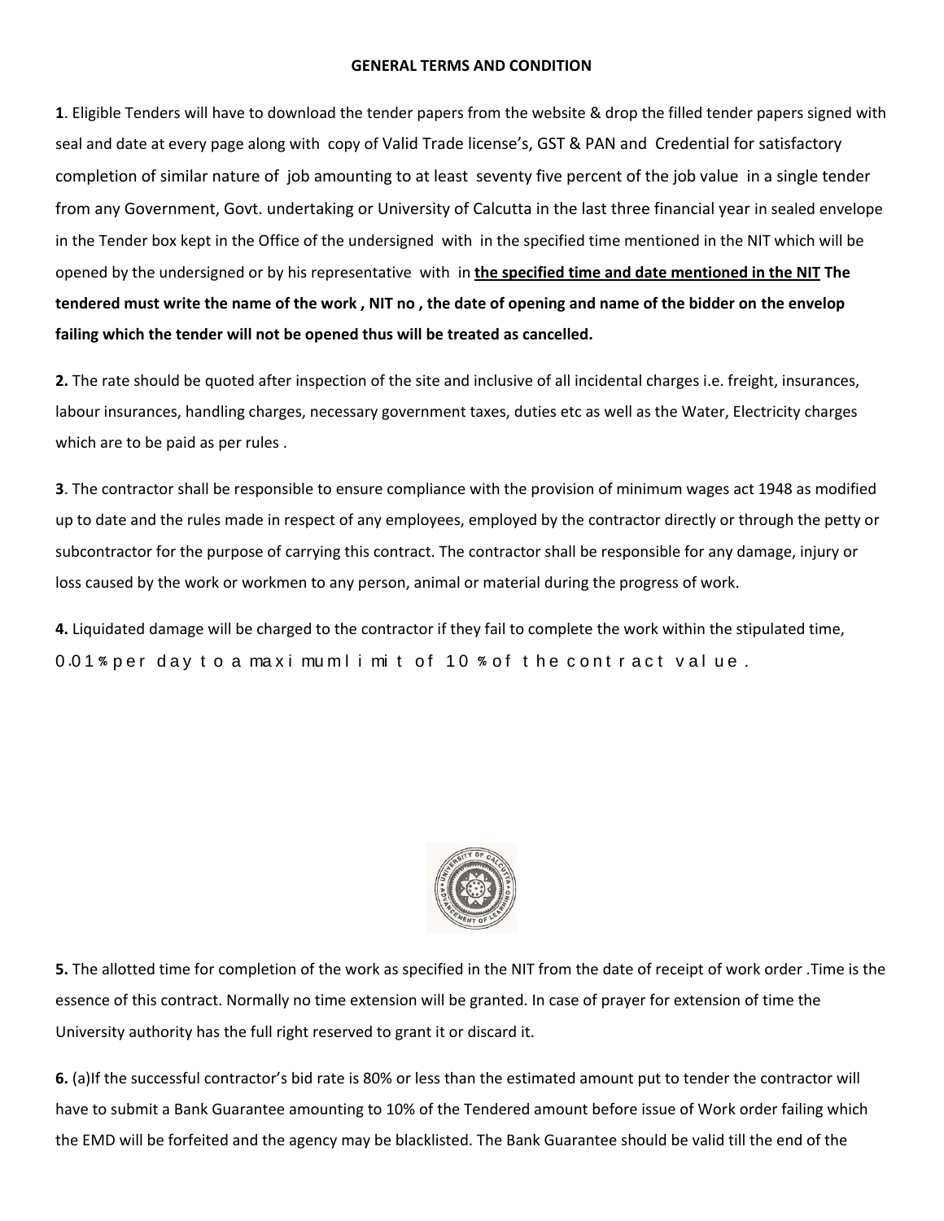**GENERAL TERMS AND CONDITION**

**1**. Eligible Tenders will have to download the tender papers from the website & drop the filled tender papers signed with seal and date at every page along with copy of Valid Trade license's, GST & PAN and Credential for satisfactory completion of similar nature of job amounting to at least seventy five percent of the job value in a single tender from any Government, Govt. undertaking or University of Calcutta in the last three financial year in sealed envelope in the Tender box kept in the Office of the undersigned with in the specified time mentioned in the NIT which will be opened by the undersigned or by his representative with in **the specified time and date mentioned in the NIT The tendered must write the name of the work , NIT no , the date of opening and name of the bidder on the envelop failing which the tender will not be opened thus will be treated as cancelled.**

**2.** The rate should be quoted after inspection of the site and inclusive of all incidental charges i.e. freight, insurances, labour insurances, handling charges, necessary government taxes, duties etc as well as the Water, Electricity charges which are to be paid as per rules .

**3**. The contractor shall be responsible to ensure compliance with the provision of minimum wages act 1948 as modified up to date and the rules made in respect of any employees, employed by the contractor directly or through the petty or subcontractor for the purpose of carrying this contract. The contractor shall be responsible for any damage, injury or loss caused by the work or workmen to any person, animal or material during the progress of work.

**4.** Liquidated damage will be charged to the contractor if they fail to complete the work within the stipulated time, 0.01% per day to a maximum limit of 10% of the contract value.

**5.** The allotted time for completion of the work as specified in the NIT from the date of receipt of work order .Time is the essence of this contract. Normally no time extension will be granted. In case of prayer for extension of time the University authority has the full right reserved to grant it or discard it.

**6.** (a)If the successful contractor's bid rate is 80% or less than the estimated amount put to tender the contractor will have to submit a Bank Guarantee amounting to 10% of the Tendered amount before issue of Work order failing which the EMD will be forfeited and the agency may be blacklisted. The Bank Guarantee should be valid till the end of the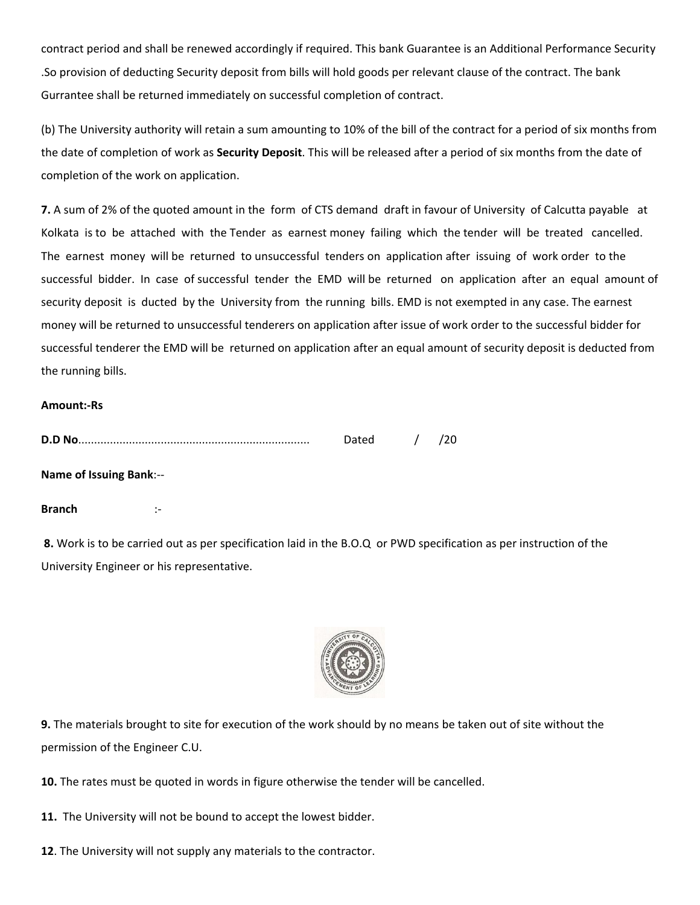contract period and shall be renewed accordingly if required. This bank Guarantee is an Additional Performance Security .So provision of deducting Security deposit from bills will hold goods per relevant clause of the contract. The bank Gurrantee shall be returned immediately on successful completion of contract.

(b) The University authority will retain a sum amounting to 10% of the bill of the contract for a period of six months from the date of completion of work as **Security Deposit**. This will be released after a period of six months from the date of completion of the work on application.

**7.** A sum of 2% of the quoted amount in the form of CTS demand draft in favour of University of Calcutta payable at Kolkata is to be attached with the Tender as earnest money failing which the tender will be treated cancelled. The earnest money will be returned to unsuccessful tenders on application after issuing of work order to the successful bidder. In case of successful tender the EMD will be returned on application after an equal amount of security deposit is ducted by the University from the running bills. EMD is not exempted in any case. The earnest money will be returned to unsuccessful tenderers on application after issue of work order to the successful bidder for successful tenderer the EMD will be returned on application after an equal amount of security deposit is deducted from the running bills.

**Amount:-Rs**

**D.D No**........................................................................ Dated / /20

**Name of Issuing Bank**:--

**Branch** :-

**8.** Work is to be carried out as per specification laid in the B.O.Q or PWD specification as per instruction of the University Engineer or his representative.

**9.** The materials brought to site for execution of the work should by no means be taken out of site without the permission of the Engineer C.U.

**10.** The rates must be quoted in words in figure otherwise the tender will be cancelled.

**11.** The University will not be bound to accept the lowest bidder.

**12**. The University will not supply any materials to the contractor.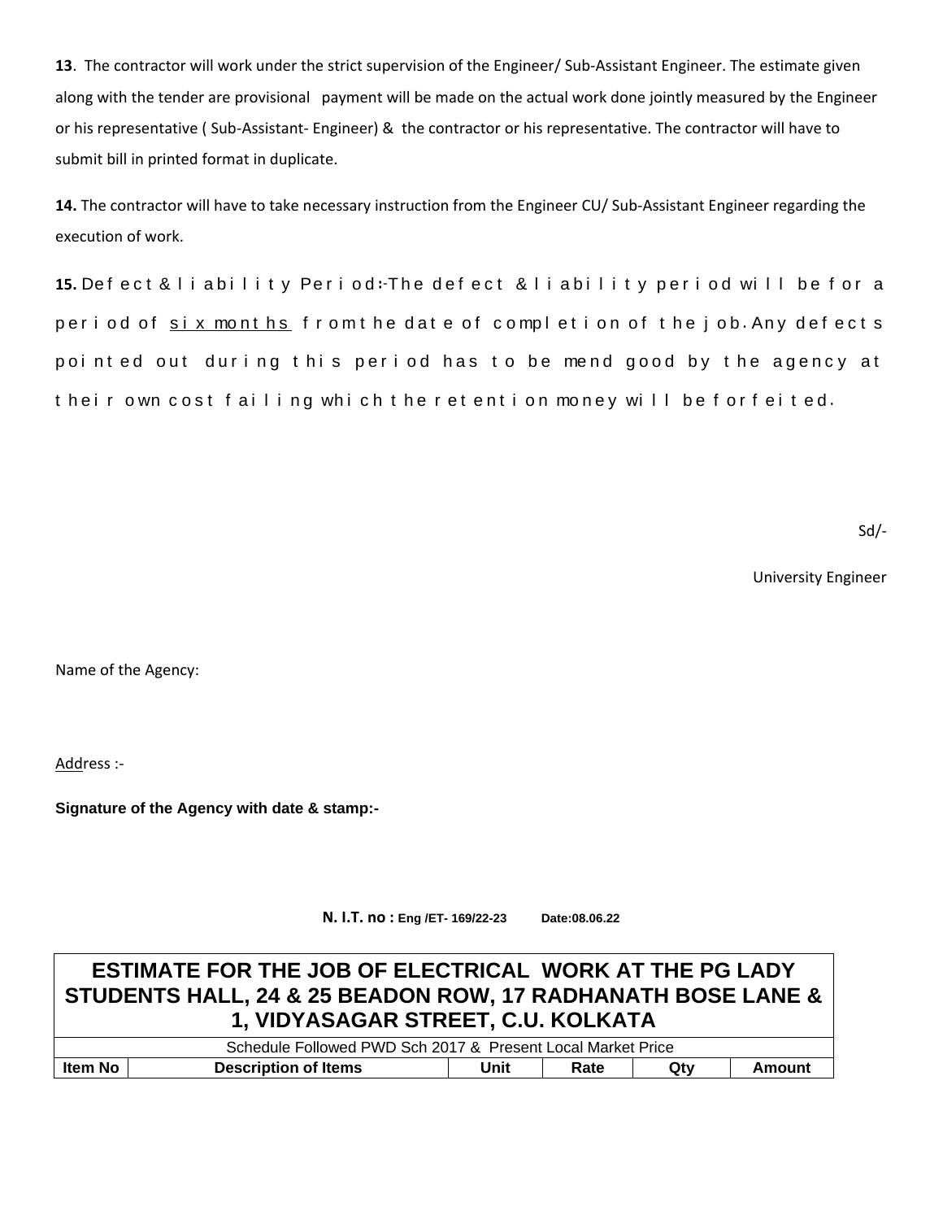**13**. The contractor will work under the strict supervision of the Engineer/ Sub-Assistant Engineer. The estimate given along with the tender are provisional payment will be made on the actual work done jointly measured by the Engineer or his representative ( Sub-Assistant- Engineer) & the contractor or his representative. The contractor will have to submit bill in printed format in duplicate.

**14.** The contractor will have to take necessary instruction from the Engineer CU/ Sub-Assistant Engineer regarding the execution of work.

**15.** Defect & liability Period:-The defect & liability period will be for a period of six months from the date of completion of the job. Any defects pointed out during this period has to be mend good by the agency at their own cost failing which the retention money will be forfeited.

Sd/-

University Engineer

Name of the Agency:

Address :-

**Signature of the Agency with date & stamp:-**

**N. I.T. no : Eng /ET- 169/22-23 Date:08.06.22**

| ESTIMATE FOR THE JOB OF ELECTRICAL WORK AT THE PG LADY STUDENTS HALL, 24 & 25 BEADON ROW, 17 RADHANATH BOSE LANE & 1, VIDYASAGAR STREET, C.U. KOLKATA | | | | | |
|---|---|---|---|---|---|
| Schedule Followed PWD Sch 2017 & Present Local Market Price | | | | | |
| **Item No** | **Description of Items** | **Unit** | **Rate** | **Qty** | **Amount** |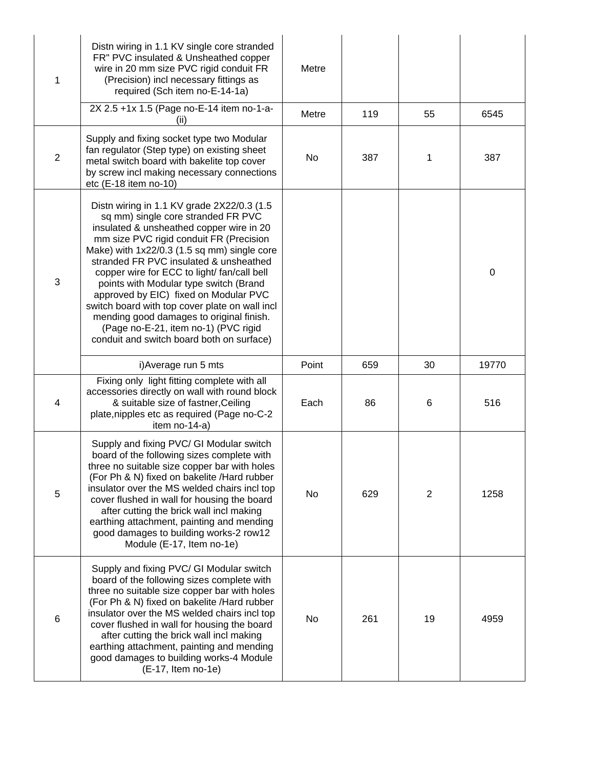| | | | | | |
|---|---|---|---|---|---|
| 1 | Distn wiring in 1.1 KV single core stranded FR" PVC insulated & Unsheathed copper wire in 20 mm size PVC rigid conduit FR (Precision) incl necessary fittings as required (Sch item no-E-14-1a) | Metre | | | |
| | 2X 2.5 +1x 1.5 (Page no-E-14 item no-1-a-(ii) | Metre | 119 | 55 | 6545 |
| 2 | Supply and fixing socket type two Modular fan regulator (Step type) on existing sheet metal switch board with bakelite top cover by screw incl making necessary connections etc (E-18 item no-10) | No | 387 | 1 | 387 |
| 3 | Distn wiring in 1.1 KV grade 2X22/0.3 (1.5 sq mm) single core stranded FR PVC insulated & unsheathed copper wire in 20 mm size PVC rigid conduit FR (Precision Make) with 1x22/0.3 (1.5 sq mm) single core stranded FR PVC insulated & unsheathed copper wire for ECC to light/ fan/call bell points with Modular type switch (Brand approved by EIC) fixed on Modular PVC switch board with top cover plate on wall incl mending good damages to original finish. (Page no-E-21, item no-1) (PVC rigid conduit and switch board both on surface) | | | | 0 |
| | i)Average run 5 mts | Point | 659 | 30 | 19770 |
| 4 | Fixing only light fitting complete with all accessories directly on wall with round block & suitable size of fastner,Ceiling plate,nipples etc as required (Page no-C-2 item no-14-a) | Each | 86 | 6 | 516 |
| 5 | Supply and fixing PVC/ GI Modular switch board of the following sizes complete with three no suitable size copper bar with holes (For Ph & N) fixed on bakelite /Hard rubber insulator over the MS welded chairs incl top cover flushed in wall for housing the board after cutting the brick wall incl making earthing attachment, painting and mending good damages to building works-2 row12 Module (E-17, Item no-1e) | No | 629 | 2 | 1258 |
| 6 | Supply and fixing PVC/ GI Modular switch board of the following sizes complete with three no suitable size copper bar with holes (For Ph & N) fixed on bakelite /Hard rubber insulator over the MS welded chairs incl top cover flushed in wall for housing the board after cutting the brick wall incl making earthing attachment, painting and mending good damages to building works-4 Module (E-17, Item no-1e) | No | 261 | 19 | 4959 |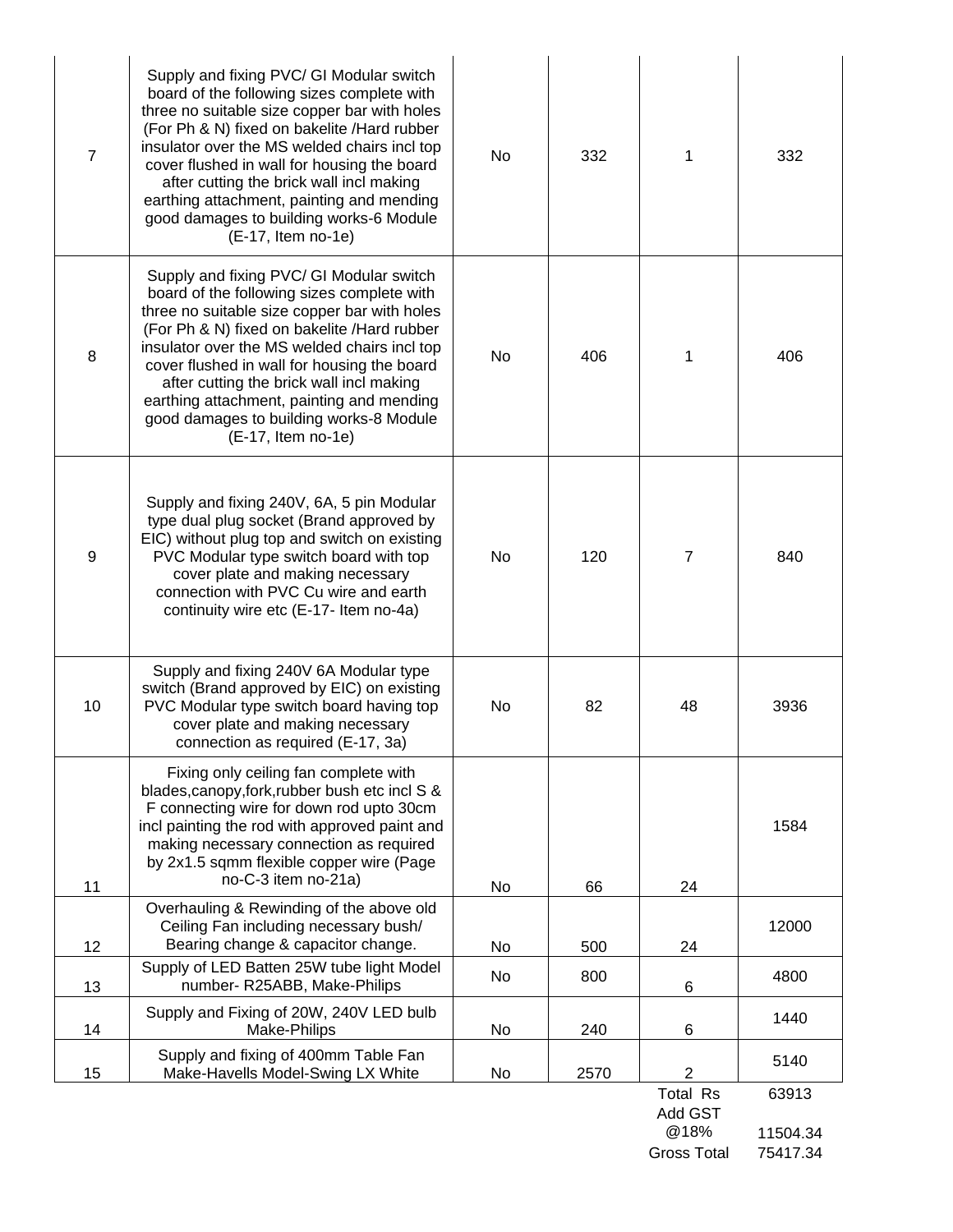| | | | | | |
|---|---|---|---|---|---|
| 7 | Supply and fixing PVC/ GI Modular switch board of the following sizes complete with three no suitable size copper bar with holes (For Ph & N) fixed on bakelite /Hard rubber insulator over the MS welded chairs incl top cover flushed in wall for housing the board after cutting the brick wall incl making earthing attachment, painting and mending good damages to building works-6 Module (E-17, Item no-1e) | No | 332 | 1 | 332 |
| 8 | Supply and fixing PVC/ GI Modular switch board of the following sizes complete with three no suitable size copper bar with holes (For Ph & N) fixed on bakelite /Hard rubber insulator over the MS welded chairs incl top cover flushed in wall for housing the board after cutting the brick wall incl making earthing attachment, painting and mending good damages to building works-8 Module (E-17, Item no-1e) | No | 406 | 1 | 406 |
| 9 | Supply and fixing 240V, 6A, 5 pin Modular type dual plug socket (Brand approved by EIC) without plug top and switch on existing PVC Modular type switch board with top cover plate and making necessary connection with PVC Cu wire and earth continuity wire etc (E-17- Item no-4a) | No | 120 | 7 | 840 |
| 10 | Supply and fixing 240V 6A Modular type switch (Brand approved by EIC) on existing PVC Modular type switch board having top cover plate and making necessary connection as required (E-17, 3a) | No | 82 | 48 | 3936 |
| 11 | Fixing only ceiling fan complete with blades,canopy,fork,rubber bush etc incl S & F connecting wire for down rod upto 30cm incl painting the rod with approved paint and making necessary connection as required by 2x1.5 sqmm flexible copper wire (Page no-C-3 item no-21a) | No | 66 | 24 | 1584 |
| 12 | Overhauling & Rewinding of the above old Ceiling Fan including necessary bush/ Bearing change & capacitor change. | No | 500 | 24 | 12000 |
| 13 | Supply of LED Batten 25W tube light Model number- R25ABB, Make-Philips | No | 800 | 6 | 4800 |
| 14 | Supply and Fixing of 20W, 240V LED bulb Make-Philips | No | 240 | 6 | 1440 |
| 15 | Supply and fixing of 400mm Table Fan Make-Havells Model-Swing LX White | No | 2570 | 2 | 5140 |
| | | | | Total Rs | 63913 |
| | | | | Add GST @18% | 11504.34 |
| | | | | Gross Total | 75417.34 |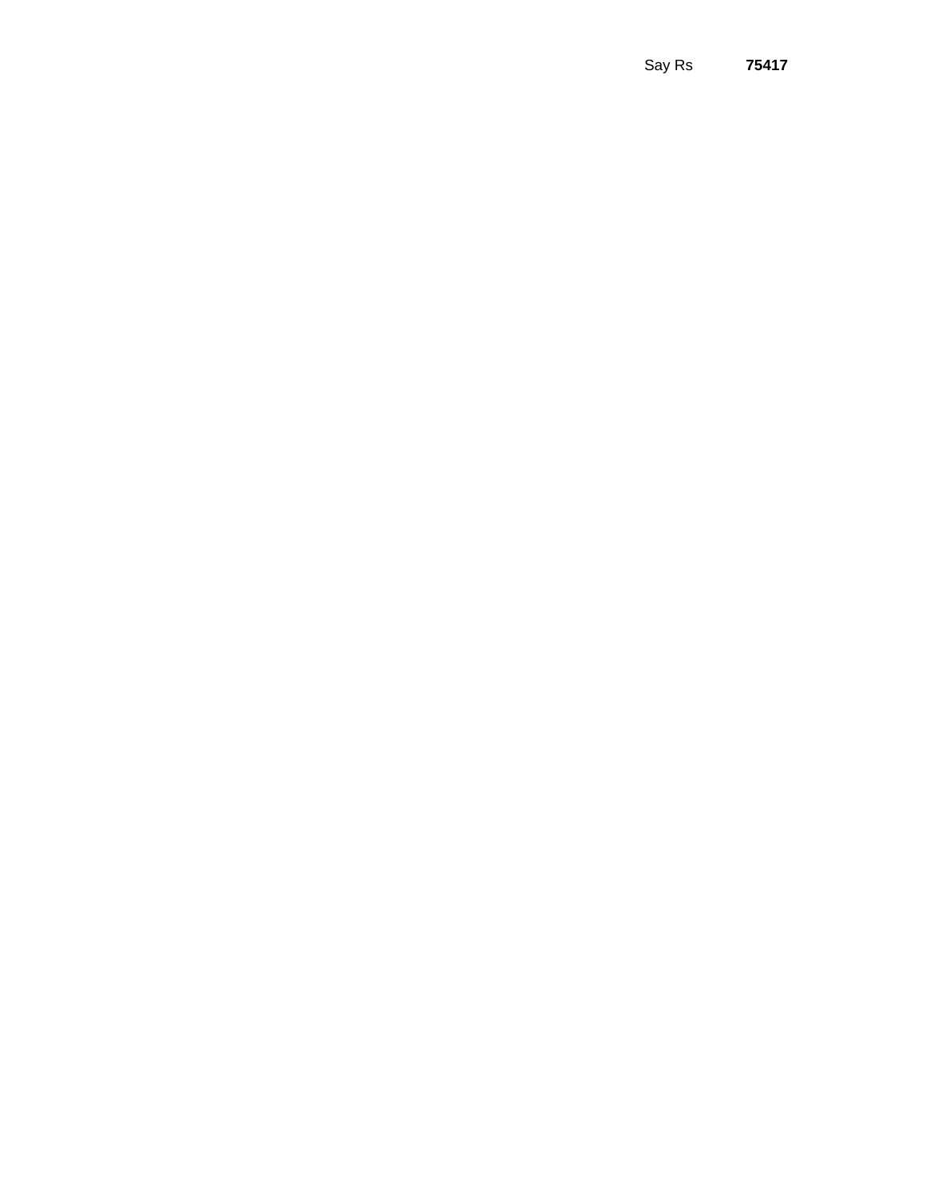Say Rs **75417**